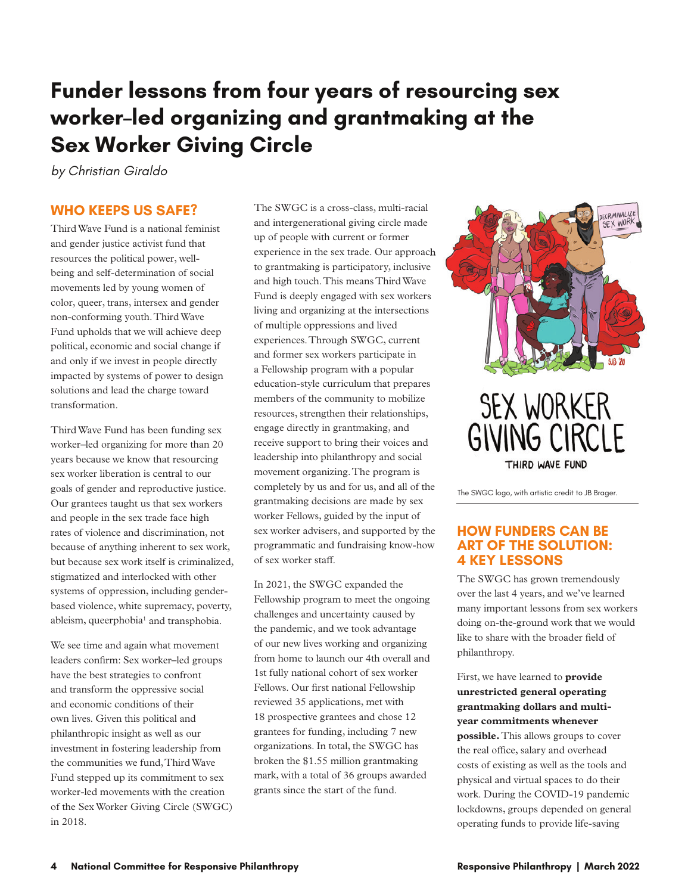# Funder lessons from four years of resourcing sex worker–led organizing and grantmaking at the Sex Worker Giving Circle

*by Christian Giraldo*

## WHO KEEPS US SAFE?

Third Wave Fund is a national feminist and gender justice activist fund that resources the political power, well-being and self-determination of social movements led by young women of color, queer, trans, intersex and gender non-conforming youth. Third Wave Fund upholds that we will achieve deep political, economic and social change if and only if we invest in people directly impacted by systems of power to design solutions and lead the charge toward transformation.

Third Wave Fund has been funding sex worker–led organizing for more than 20 years because we know that resourcing sex worker liberation is central to our goals of gender and reproductive justice. Our grantees taught us that sex workers and people in the sex trade face high rates of violence and discrimination, not because of anything inherent to sex work, but because sex work itself is criminalized, stigmatized and interlocked with other systems of oppression, including gender-based violence, white supremacy, poverty, ableism, queerphobia[1] and transphobia.

We see time and again what movement leaders confirm: Sex worker–led groups have the best strategies to confront and transform the oppressive social and economic conditions of their own lives. Given this political and philanthropic insight as well as our investment in fostering leadership from the communities we fund, Third Wave Fund stepped up its commitment to sex worker-led movements with the creation of the Sex Worker Giving Circle (SWGC) in 2018.

The SWGC is a cross-class, multi-racial and intergenerational giving circle made up of people with current or former experience in the sex trade. Our approach to grantmaking is participatory, inclusive and high touch. This means Third Wave Fund is deeply engaged with sex workers living and organizing at the intersections of multiple oppressions and lived experiences. Through SWGC, current and former sex workers participate in a Fellowship program with a popular education-style curriculum that prepares members of the community to mobilize resources, strengthen their relationships, engage directly in grantmaking, and receive support to bring their voices and leadership into philanthropy and social movement organizing. The program is completely by us and for us, and all of the grantmaking decisions are made by sex worker Fellows, guided by the input of sex worker advisers, and supported by the programmatic and fundraising know-how of sex worker staff.

In 2021, the SWGC expanded the Fellowship program to meet the ongoing challenges and uncertainty caused by the pandemic, and we took advantage of our new lives working and organizing from home to launch our 4th overall and 1st fully national cohort of sex worker Fellows. Our first national Fellowship reviewed 35 applications, met with 18 prospective grantees and chose 12 grantees for funding, including 7 new organizations. In total, the SWGC has broken the $1.55 million grantmaking mark, with a total of 36 groups awarded grants since the start of the fund.

The SWGC logo, with artistic credit to JB Brager.

## HOW FUNDERS CAN BE ART OF THE SOLUTION: 4 KEY LESSONS

The SWGC has grown tremendously over the last 4 years, and we've learned many important lessons from sex workers doing on-the-ground work that we would like to share with the broader field of philanthropy.

First, we have learned to **provide unrestricted general operating grantmaking dollars and multi-year commitments whenever possible.** This allows groups to cover the real office, salary and overhead costs of existing as well as the tools and physical and virtual spaces to do their work. During the COVID-19 pandemic lockdowns, groups depended on general operating funds to provide life-saving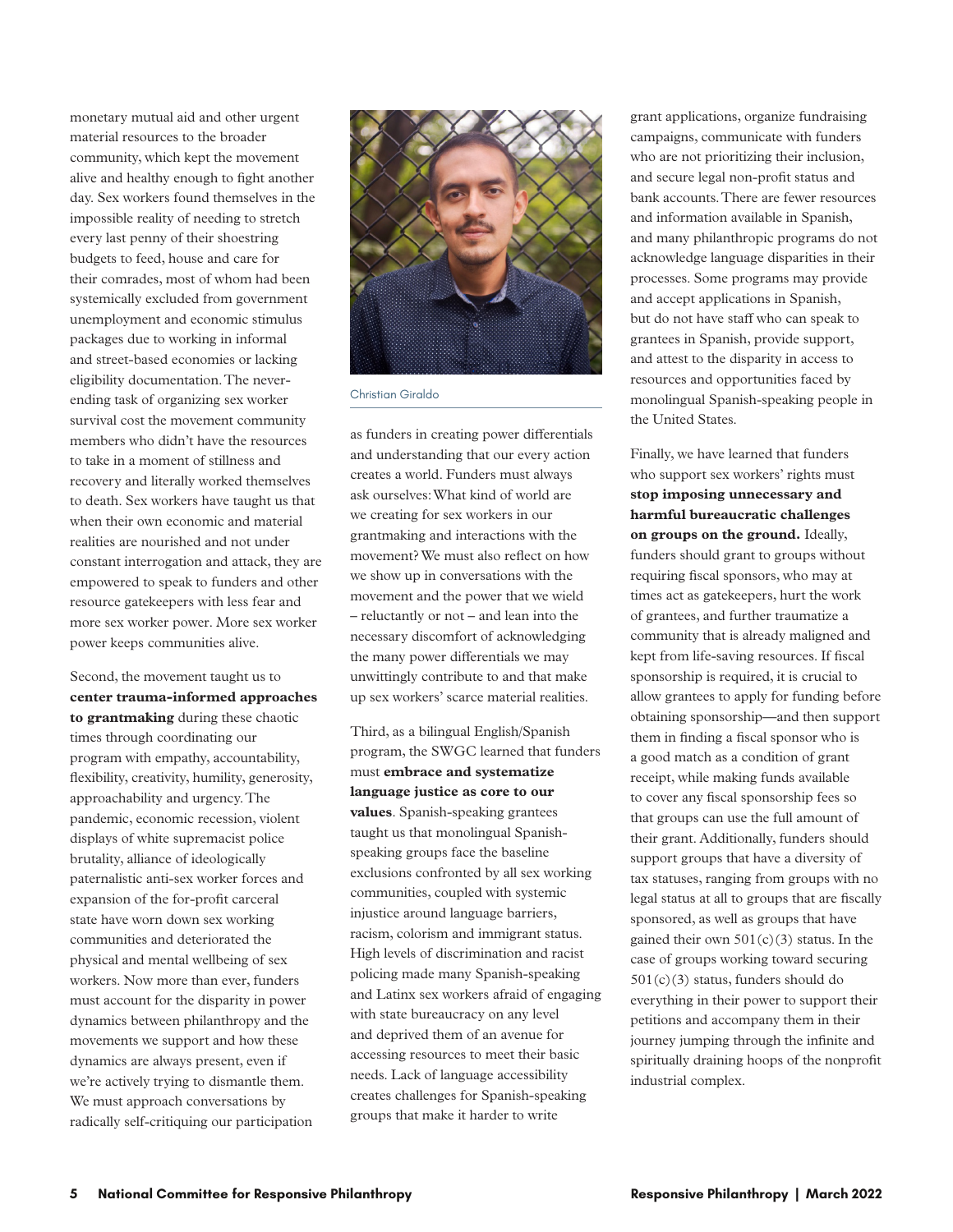monetary mutual aid and other urgent material resources to the broader community, which kept the movement alive and healthy enough to fight another day. Sex workers found themselves in the impossible reality of needing to stretch every last penny of their shoestring budgets to feed, house and care for their comrades, most of whom had been systemically excluded from government unemployment and economic stimulus packages due to working in informal and street-based economies or lacking eligibility documentation. The never-ending task of organizing sex worker survival cost the movement community members who didn't have the resources to take in a moment of stillness and recovery and literally worked themselves to death. Sex workers have taught us that when their own economic and material realities are nourished and not under constant interrogation and attack, they are empowered to speak to funders and other resource gatekeepers with less fear and more sex worker power. More sex worker power keeps communities alive.

Second, the movement taught us to **center trauma-informed approaches to grantmaking** during these chaotic times through coordinating our program with empathy, accountability, flexibility, creativity, humility, generosity, approachability and urgency. The pandemic, economic recession, violent displays of white supremacist police brutality, alliance of ideologically paternalistic anti-sex worker forces and expansion of the for-profit carceral state have worn down sex working communities and deteriorated the physical and mental wellbeing of sex workers. Now more than ever, funders must account for the disparity in power dynamics between philanthropy and the movements we support and how these dynamics are always present, even if we're actively trying to dismantle them. We must approach conversations by radically self-critiquing our participation as funders in creating power differentials and understanding that our every action creates a world. Funders must always ask ourselves: What kind of world are we creating for sex workers in our grantmaking and interactions with the movement? We must also reflect on how we show up in conversations with the movement and the power that we wield – reluctantly or not – and lean into the necessary discomfort of acknowledging the many power differentials we may unwittingly contribute to and that make up sex workers' scarce material realities.

Christian Giraldo

Third, as a bilingual English/Spanish program, the SWGC learned that funders must **embrace and systematize language justice as core to our values**. Spanish-speaking grantees taught us that monolingual Spanish-speaking groups face the baseline exclusions confronted by all sex working communities, coupled with systemic injustice around language barriers, racism, colorism and immigrant status. High levels of discrimination and racist policing made many Spanish-speaking and Latinx sex workers afraid of engaging with state bureaucracy on any level and deprived them of an avenue for accessing resources to meet their basic needs. Lack of language accessibility creates challenges for Spanish-speaking groups that make it harder to write grant applications, organize fundraising campaigns, communicate with funders who are not prioritizing their inclusion, and secure legal non-profit status and bank accounts. There are fewer resources and information available in Spanish, and many philanthropic programs do not acknowledge language disparities in their processes. Some programs may provide and accept applications in Spanish, but do not have staff who can speak to grantees in Spanish, provide support, and attest to the disparity in access to resources and opportunities faced by monolingual Spanish-speaking people in the United States.

Finally, we have learned that funders who support sex workers' rights must **stop imposing unnecessary and harmful bureaucratic challenges on groups on the ground.** Ideally, funders should grant to groups without requiring fiscal sponsors, who may at times act as gatekeepers, hurt the work of grantees, and further traumatize a community that is already maligned and kept from life-saving resources. If fiscal sponsorship is required, it is crucial to allow grantees to apply for funding before obtaining sponsorship—and then support them in finding a fiscal sponsor who is a good match as a condition of grant receipt, while making funds available to cover any fiscal sponsorship fees so that groups can use the full amount of their grant. Additionally, funders should support groups that have a diversity of tax statuses, ranging from groups with no legal status at all to groups that are fiscally sponsored, as well as groups that have gained their own 501(c)(3) status. In the case of groups working toward securing 501(c)(3) status, funders should do everything in their power to support their petitions and accompany them in their journey jumping through the infinite and spiritually draining hoops of the nonprofit industrial complex.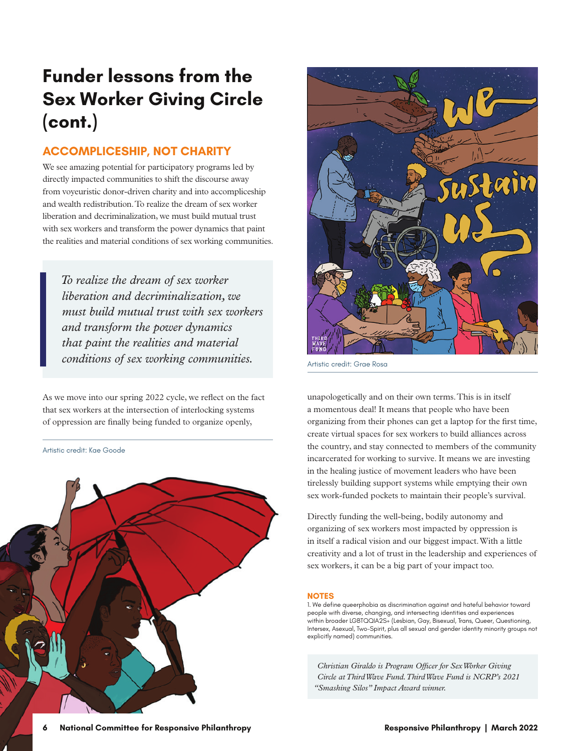# Funder lessons from the Sex Worker Giving Circle (cont.)

## ACCOMPLICESHIP, NOT CHARITY

We see amazing potential for participatory programs led by directly impacted communities to shift the discourse away from voyeuristic donor-driven charity and into accompliceship and wealth redistribution. To realize the dream of sex worker liberation and decriminalization, we must build mutual trust with sex workers and transform the power dynamics that paint the realities and material conditions of sex working communities.

> *To realize the dream of sex worker liberation and decriminalization, we must build mutual trust with sex workers and transform the power dynamics that paint the realities and material conditions of sex working communities.*

As we move into our spring 2022 cycle, we reflect on the fact that sex workers at the intersection of interlocking systems of oppression are finally being funded to organize openly, unapologetically and on their own terms. This is in itself a momentous deal! It means that people who have been organizing from their phones can get a laptop for the first time, create virtual spaces for sex workers to build alliances across the country, and stay connected to members of the community incarcerated for working to survive. It means we are investing in the healing justice of movement leaders who have been tirelessly building support systems while emptying their own sex work-funded pockets to maintain their people's survival.

Directly funding the well-being, bodily autonomy and organizing of sex workers most impacted by oppression is in itself a radical vision and our biggest impact. With a little creativity and a lot of trust in the leadership and experiences of sex workers, it can be a big part of your impact too.

Artistic credit: Kae Goode

Artistic credit: Grae Rosa

### NOTES

1. We define queerphobia as discrimination against and hateful behavior toward people with diverse, changing, and intersecting identities and experiences within broader LGBTQQIA2S+ (Lesbian, Gay, Bisexual, Trans, Queer, Questioning, Intersex, Asexual, Two-Spirit, plus all sexual and gender identity minority groups not explicitly named) communities.

*Christian Giraldo is Program Officer for Sex Worker Giving Circle at Third Wave Fund. Third Wave Fund is NCRP's 2021 "Smashing Silos" Impact Award winner.*